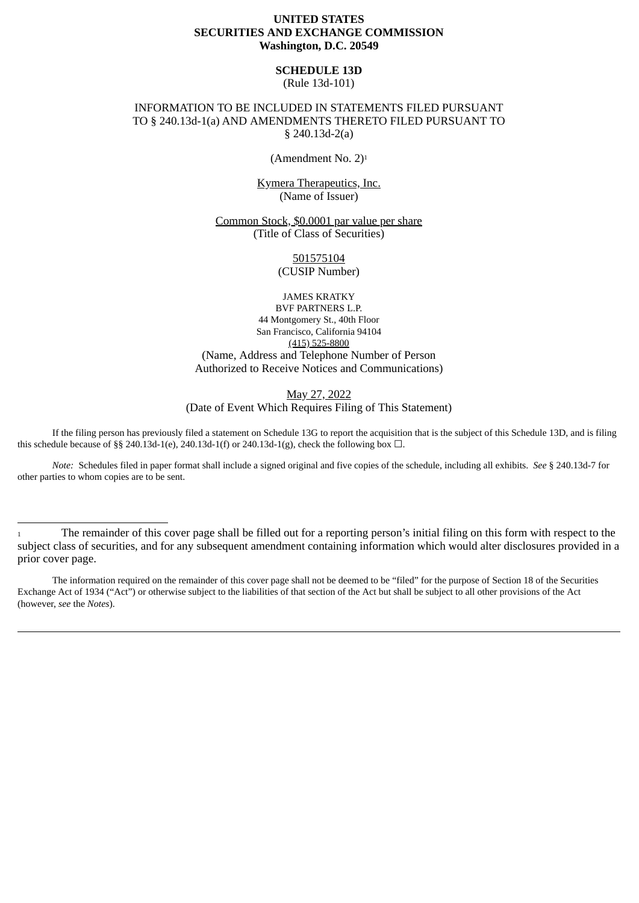**UNITED STATES**
**SECURITIES AND EXCHANGE COMMISSION**
**Washington, D.C. 20549**

**SCHEDULE 13D**
(Rule 13d-101)

INFORMATION TO BE INCLUDED IN STATEMENTS FILED PURSUANT TO § 240.13d-1(a) AND AMENDMENTS THERETO FILED PURSUANT TO § 240.13d-2(a)

(Amendment No. 2)[1]

Kymera Therapeutics, Inc.
(Name of Issuer)

Common Stock, $0.0001 par value per share
(Title of Class of Securities)

501575104
(CUSIP Number)

JAMES KRATKY
BVF PARTNERS L.P.
44 Montgomery St., 40th Floor
San Francisco, California 94104
(415) 525-8800
(Name, Address and Telephone Number of Person Authorized to Receive Notices and Communications)

May 27, 2022
(Date of Event Which Requires Filing of This Statement)

If the filing person has previously filed a statement on Schedule 13G to report the acquisition that is the subject of this Schedule 13D, and is filing this schedule because of §§ 240.13d-1(e), 240.13d-1(f) or 240.13d-1(g), check the following box ☐.

*Note:* Schedules filed in paper format shall include a signed original and five copies of the schedule, including all exhibits. *See* § 240.13d-7 for other parties to whom copies are to be sent.

---

[1] The remainder of this cover page shall be filled out for a reporting person's initial filing on this form with respect to the subject class of securities, and for any subsequent amendment containing information which would alter disclosures provided in a prior cover page.

The information required on the remainder of this cover page shall not be deemed to be "filed" for the purpose of Section 18 of the Securities Exchange Act of 1934 ("Act") or otherwise subject to the liabilities of that section of the Act but shall be subject to all other provisions of the Act (however, *see* the *Notes*).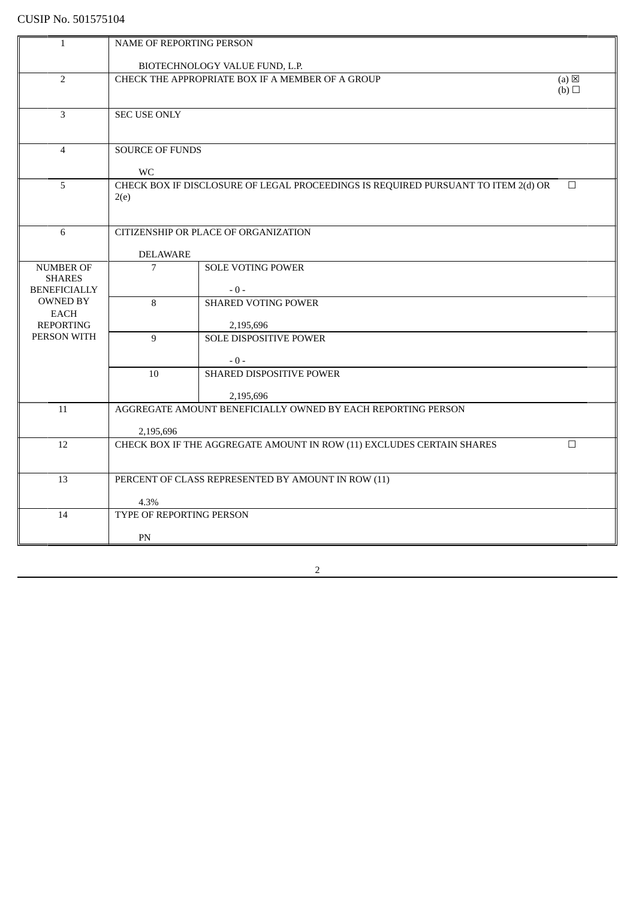CUSIP No. 501575104

| | | | |
|---|---|---|---|
| 1 | NAME OF REPORTING PERSON<br><br>BIOTECHNOLOGY VALUE FUND, L.P. | | |
| 2 | CHECK THE APPROPRIATE BOX IF A MEMBER OF A GROUP | | (a) ☒<br>(b) ☐ |
| 3 | SEC USE ONLY | | |
| 4 | SOURCE OF FUNDS<br><br>WC | | |
| 5 | CHECK BOX IF DISCLOSURE OF LEGAL PROCEEDINGS IS REQUIRED PURSUANT TO ITEM 2(d) OR 2(e) | | ☐ |
| 6 | CITIZENSHIP OR PLACE OF ORGANIZATION<br><br>DELAWARE | | |
| NUMBER OF SHARES BENEFICIALLY OWNED BY EACH REPORTING PERSON WITH | 7 | SOLE VOTING POWER<br><br>- 0 - | |
| | 8 | SHARED VOTING POWER<br><br>2,195,696 | |
| | 9 | SOLE DISPOSITIVE POWER<br><br>- 0 - | |
| | 10 | SHARED DISPOSITIVE POWER<br><br>2,195,696 | |
| 11 | AGGREGATE AMOUNT BENEFICIALLY OWNED BY EACH REPORTING PERSON<br><br>2,195,696 | | |
| 12 | CHECK BOX IF THE AGGREGATE AMOUNT IN ROW (11) EXCLUDES CERTAIN SHARES | | ☐ |
| 13 | PERCENT OF CLASS REPRESENTED BY AMOUNT IN ROW (11)<br><br>4.3% | | |
| 14 | TYPE OF REPORTING PERSON<br><br>PN | | |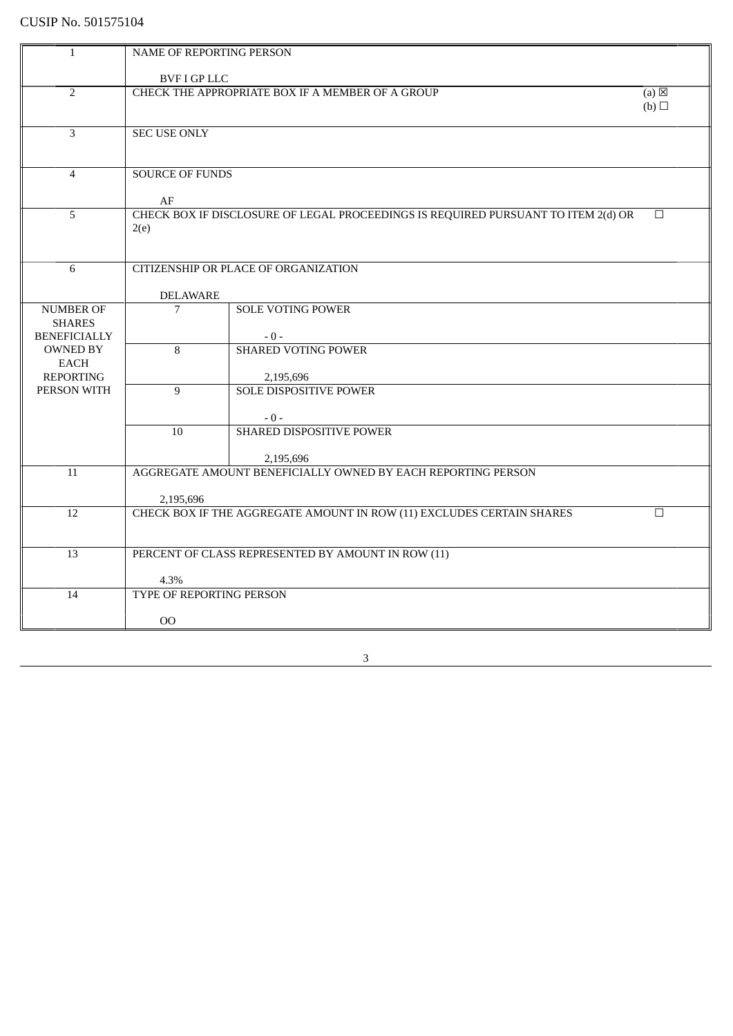CUSIP No. 501575104

| | | | |
|---|---|---|---|
| 1 | NAME OF REPORTING PERSON<br><br>BVF I GP LLC | | |
| 2 | CHECK THE APPROPRIATE BOX IF A MEMBER OF A GROUP | | (a) ☒<br>(b) ☐ |
| 3 | SEC USE ONLY | | |
| 4 | SOURCE OF FUNDS<br><br>AF | | |
| 5 | CHECK BOX IF DISCLOSURE OF LEGAL PROCEEDINGS IS REQUIRED PURSUANT TO ITEM 2(d) OR 2(e) | | ☐ |
| 6 | CITIZENSHIP OR PLACE OF ORGANIZATION<br><br>DELAWARE | | |
| NUMBER OF SHARES BENEFICIALLY OWNED BY EACH REPORTING PERSON WITH | 7 | SOLE VOTING POWER<br><br>- 0 - | |
| | 8 | SHARED VOTING POWER<br><br>2,195,696 | |
| | 9 | SOLE DISPOSITIVE POWER<br><br>- 0 - | |
| | 10 | SHARED DISPOSITIVE POWER<br><br>2,195,696 | |
| 11 | AGGREGATE AMOUNT BENEFICIALLY OWNED BY EACH REPORTING PERSON<br><br>2,195,696 | | |
| 12 | CHECK BOX IF THE AGGREGATE AMOUNT IN ROW (11) EXCLUDES CERTAIN SHARES | | ☐ |
| 13 | PERCENT OF CLASS REPRESENTED BY AMOUNT IN ROW (11)<br><br>4.3% | | |
| 14 | TYPE OF REPORTING PERSON<br><br>OO | | |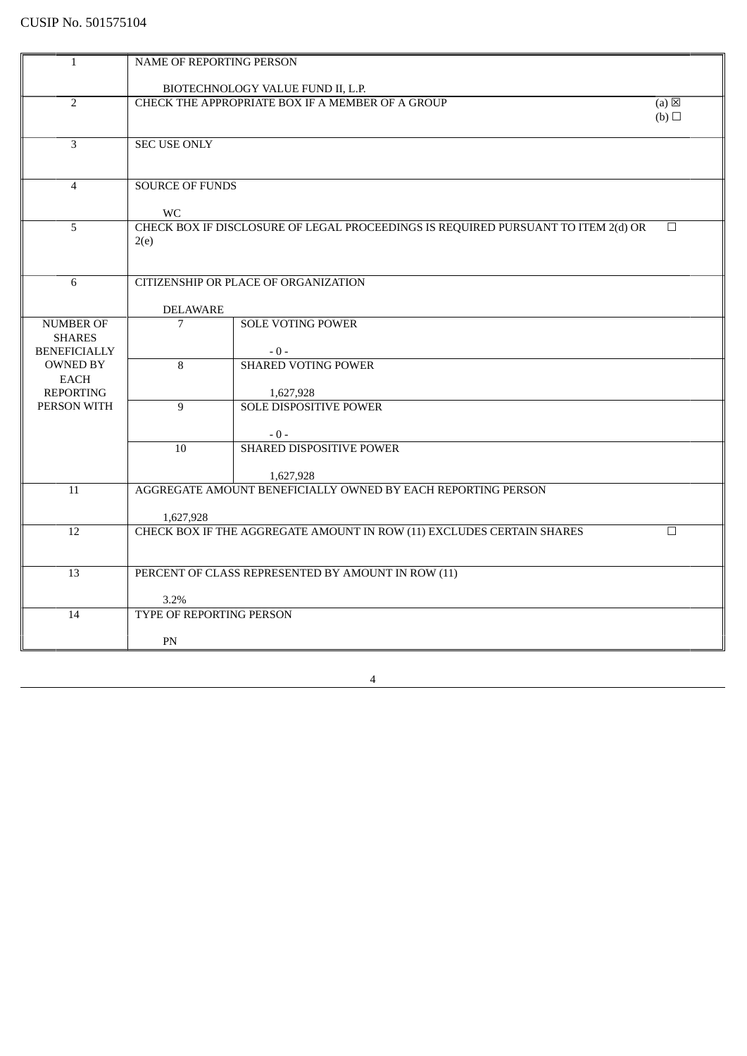CUSIP No. 501575104

| | | | |
|---|---|---|---|
| 1 | NAME OF REPORTING PERSON<br><br>BIOTECHNOLOGY VALUE FUND II, L.P. | | |
| 2 | CHECK THE APPROPRIATE BOX IF A MEMBER OF A GROUP | | (a) ☒<br>(b) ☐ |
| 3 | SEC USE ONLY | | |
| 4 | SOURCE OF FUNDS<br><br>WC | | |
| 5 | CHECK BOX IF DISCLOSURE OF LEGAL PROCEEDINGS IS REQUIRED PURSUANT TO ITEM 2(d) OR 2(e) | | ☐ |
| 6 | CITIZENSHIP OR PLACE OF ORGANIZATION<br><br>DELAWARE | | |
| NUMBER OF SHARES BENEFICIALLY OWNED BY EACH REPORTING PERSON WITH | 7 | SOLE VOTING POWER<br><br>- 0 - | |
| | 8 | SHARED VOTING POWER<br><br>1,627,928 | |
| | 9 | SOLE DISPOSITIVE POWER<br><br>- 0 - | |
| | 10 | SHARED DISPOSITIVE POWER<br><br>1,627,928 | |
| 11 | AGGREGATE AMOUNT BENEFICIALLY OWNED BY EACH REPORTING PERSON<br><br>1,627,928 | | |
| 12 | CHECK BOX IF THE AGGREGATE AMOUNT IN ROW (11) EXCLUDES CERTAIN SHARES | | ☐ |
| 13 | PERCENT OF CLASS REPRESENTED BY AMOUNT IN ROW (11)<br><br>3.2% | | |
| 14 | TYPE OF REPORTING PERSON<br><br>PN | | |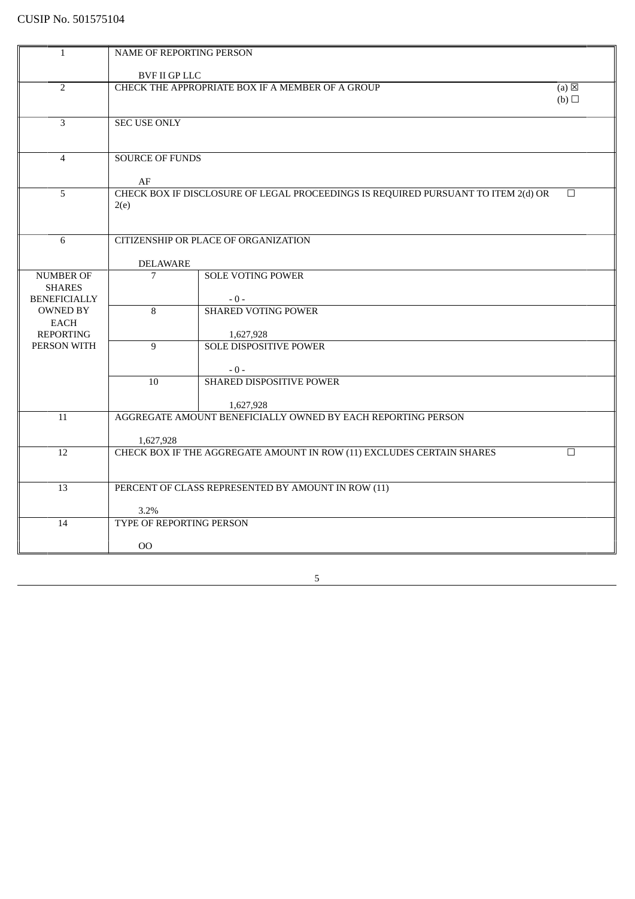CUSIP No. 501575104

| 1 | NAME OF REPORTING PERSON<br><br>BVF II GP LLC | | |
|---|---|---|---|
| 2 | CHECK THE APPROPRIATE BOX IF A MEMBER OF A GROUP | | (a) ☒<br>(b) ☐ |
| 3 | SEC USE ONLY | | |
| 4 | SOURCE OF FUNDS<br><br>AF | | |
| 5 | CHECK BOX IF DISCLOSURE OF LEGAL PROCEEDINGS IS REQUIRED PURSUANT TO ITEM 2(d) OR 2(e) | | ☐ |
| 6 | CITIZENSHIP OR PLACE OF ORGANIZATION<br><br>DELAWARE | | |
| NUMBER OF SHARES BENEFICIALLY OWNED BY EACH REPORTING PERSON WITH | 7 | SOLE VOTING POWER<br><br>- 0 - | |
| | 8 | SHARED VOTING POWER<br><br>1,627,928 | |
| | 9 | SOLE DISPOSITIVE POWER<br><br>- 0 - | |
| | 10 | SHARED DISPOSITIVE POWER<br><br>1,627,928 | |
| 11 | AGGREGATE AMOUNT BENEFICIALLY OWNED BY EACH REPORTING PERSON<br><br>1,627,928 | | |
| 12 | CHECK BOX IF THE AGGREGATE AMOUNT IN ROW (11) EXCLUDES CERTAIN SHARES | | ☐ |
| 13 | PERCENT OF CLASS REPRESENTED BY AMOUNT IN ROW (11)<br><br>3.2% | | |
| 14 | TYPE OF REPORTING PERSON<br><br>OO | | |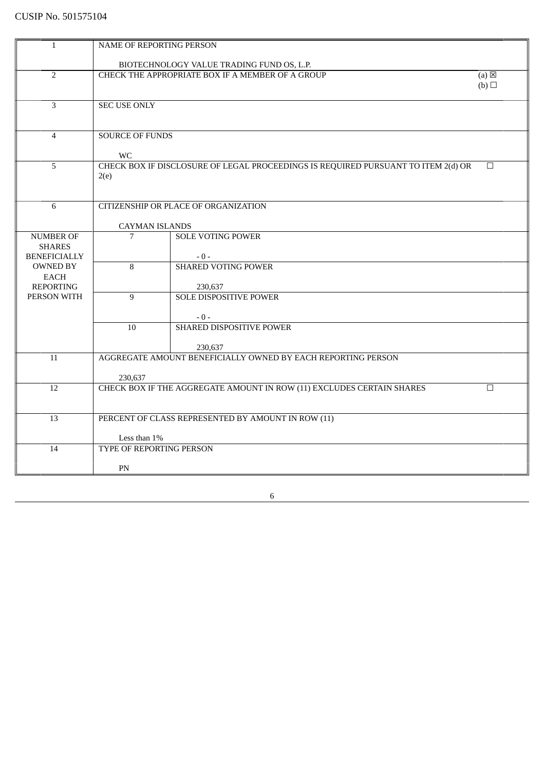CUSIP No. 501575104

| | | | |
|---|---|---|---|
| 1 | NAME OF REPORTING PERSON<br><br>BIOTECHNOLOGY VALUE TRADING FUND OS, L.P. | | |
| 2 | CHECK THE APPROPRIATE BOX IF A MEMBER OF A GROUP | | (a) ☒<br>(b) ☐ |
| 3 | SEC USE ONLY | | |
| 4 | SOURCE OF FUNDS<br><br>WC | | |
| 5 | CHECK BOX IF DISCLOSURE OF LEGAL PROCEEDINGS IS REQUIRED PURSUANT TO ITEM 2(d) OR 2(e) | | ☐ |
| 6 | CITIZENSHIP OR PLACE OF ORGANIZATION<br><br>CAYMAN ISLANDS | | |
| NUMBER OF SHARES BENEFICIALLY OWNED BY EACH REPORTING PERSON WITH | 7 | SOLE VOTING POWER<br><br>- 0 - | |
| | 8 | SHARED VOTING POWER<br><br>230,637 | |
| | 9 | SOLE DISPOSITIVE POWER<br><br>- 0 - | |
| | 10 | SHARED DISPOSITIVE POWER<br><br>230,637 | |
| 11 | AGGREGATE AMOUNT BENEFICIALLY OWNED BY EACH REPORTING PERSON<br><br>230,637 | | |
| 12 | CHECK BOX IF THE AGGREGATE AMOUNT IN ROW (11) EXCLUDES CERTAIN SHARES | | ☐ |
| 13 | PERCENT OF CLASS REPRESENTED BY AMOUNT IN ROW (11)<br><br>Less than 1% | | |
| 14 | TYPE OF REPORTING PERSON<br><br>PN | | |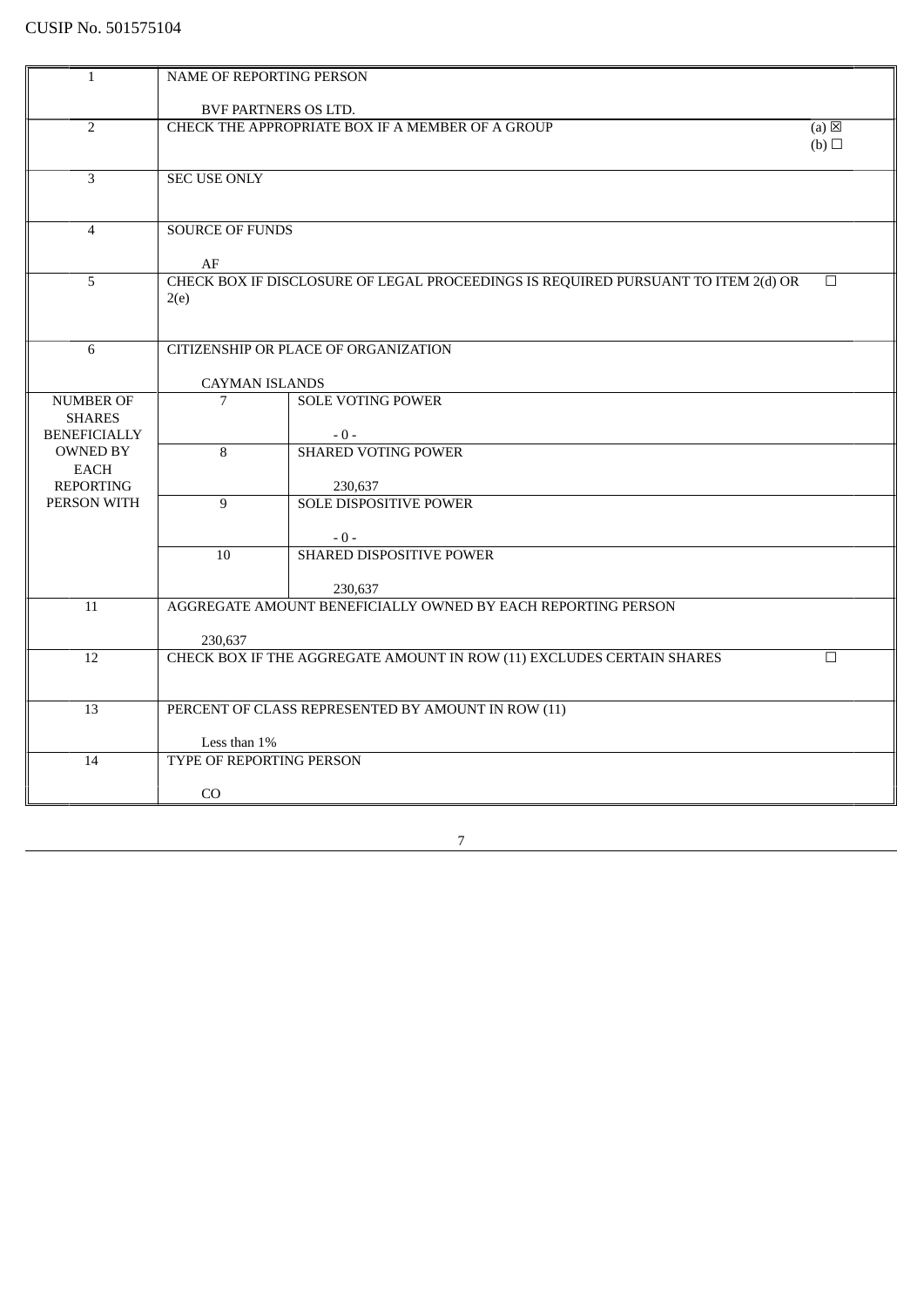CUSIP No. 501575104

| | | | |
|---|---|---|---|
| 1 | NAME OF REPORTING PERSON<br><br>BVF PARTNERS OS LTD. | | |
| 2 | CHECK THE APPROPRIATE BOX IF A MEMBER OF A GROUP | | (a) ☒<br>(b) ☐ |
| 3 | SEC USE ONLY | | |
| 4 | SOURCE OF FUNDS<br><br>AF | | |
| 5 | CHECK BOX IF DISCLOSURE OF LEGAL PROCEEDINGS IS REQUIRED PURSUANT TO ITEM 2(d) OR 2(e) | | ☐ |
| 6 | CITIZENSHIP OR PLACE OF ORGANIZATION<br><br>CAYMAN ISLANDS | | |
| NUMBER OF SHARES BENEFICIALLY OWNED BY EACH REPORTING PERSON WITH | 7 | SOLE VOTING POWER<br><br>- 0 - | |
| | 8 | SHARED VOTING POWER<br><br>230,637 | |
| | 9 | SOLE DISPOSITIVE POWER<br><br>- 0 - | |
| | 10 | SHARED DISPOSITIVE POWER<br><br>230,637 | |
| 11 | AGGREGATE AMOUNT BENEFICIALLY OWNED BY EACH REPORTING PERSON<br><br>230,637 | | |
| 12 | CHECK BOX IF THE AGGREGATE AMOUNT IN ROW (11) EXCLUDES CERTAIN SHARES | | ☐ |
| 13 | PERCENT OF CLASS REPRESENTED BY AMOUNT IN ROW (11)<br><br>Less than 1% | | |
| 14 | TYPE OF REPORTING PERSON<br><br>CO | | |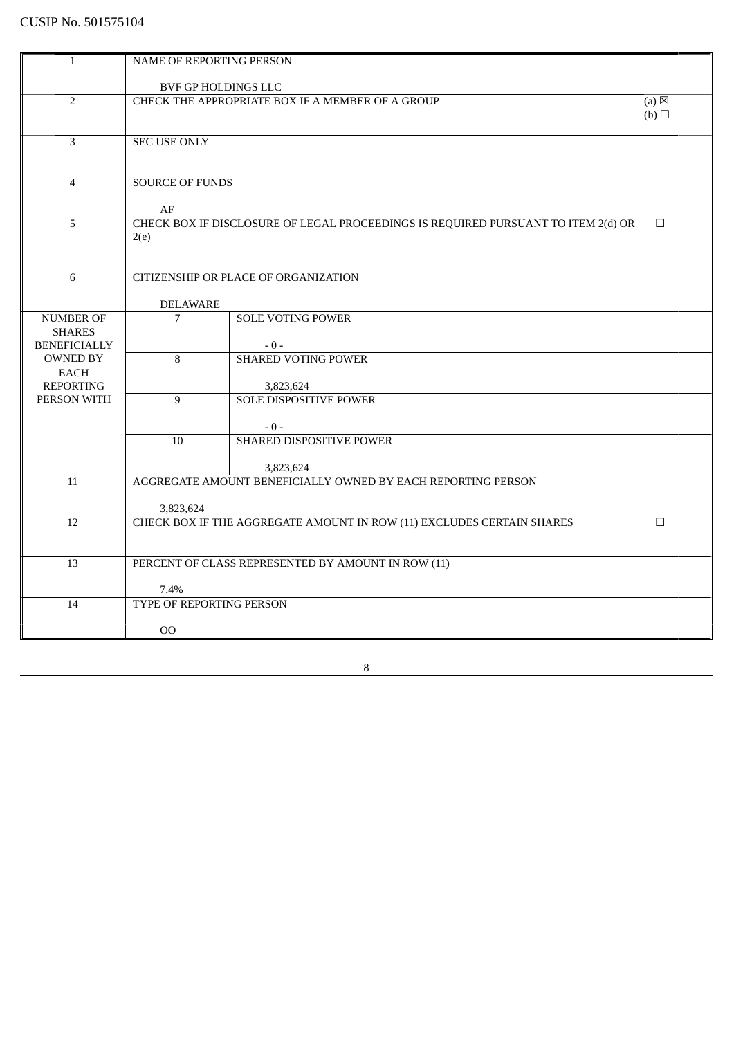CUSIP No. 501575104

| | | | |
|---|---|---|---|
| 1 | NAME OF REPORTING PERSON<br><br>BVF GP HOLDINGS LLC | | |
| 2 | CHECK THE APPROPRIATE BOX IF A MEMBER OF A GROUP | | (a) ☒<br>(b) ☐ |
| 3 | SEC USE ONLY | | |
| 4 | SOURCE OF FUNDS<br><br>AF | | |
| 5 | CHECK BOX IF DISCLOSURE OF LEGAL PROCEEDINGS IS REQUIRED PURSUANT TO ITEM 2(d) OR 2(e) | | ☐ |
| 6 | CITIZENSHIP OR PLACE OF ORGANIZATION<br><br>DELAWARE | | |
| NUMBER OF SHARES BENEFICIALLY OWNED BY EACH REPORTING PERSON WITH | 7 | SOLE VOTING POWER<br><br>- 0 - | |
| | 8 | SHARED VOTING POWER<br><br>3,823,624 | |
| | 9 | SOLE DISPOSITIVE POWER<br><br>- 0 - | |
| | 10 | SHARED DISPOSITIVE POWER<br><br>3,823,624 | |
| 11 | AGGREGATE AMOUNT BENEFICIALLY OWNED BY EACH REPORTING PERSON<br><br>3,823,624 | | |
| 12 | CHECK BOX IF THE AGGREGATE AMOUNT IN ROW (11) EXCLUDES CERTAIN SHARES | | ☐ |
| 13 | PERCENT OF CLASS REPRESENTED BY AMOUNT IN ROW (11)<br><br>7.4% | | |
| 14 | TYPE OF REPORTING PERSON<br><br>OO | | |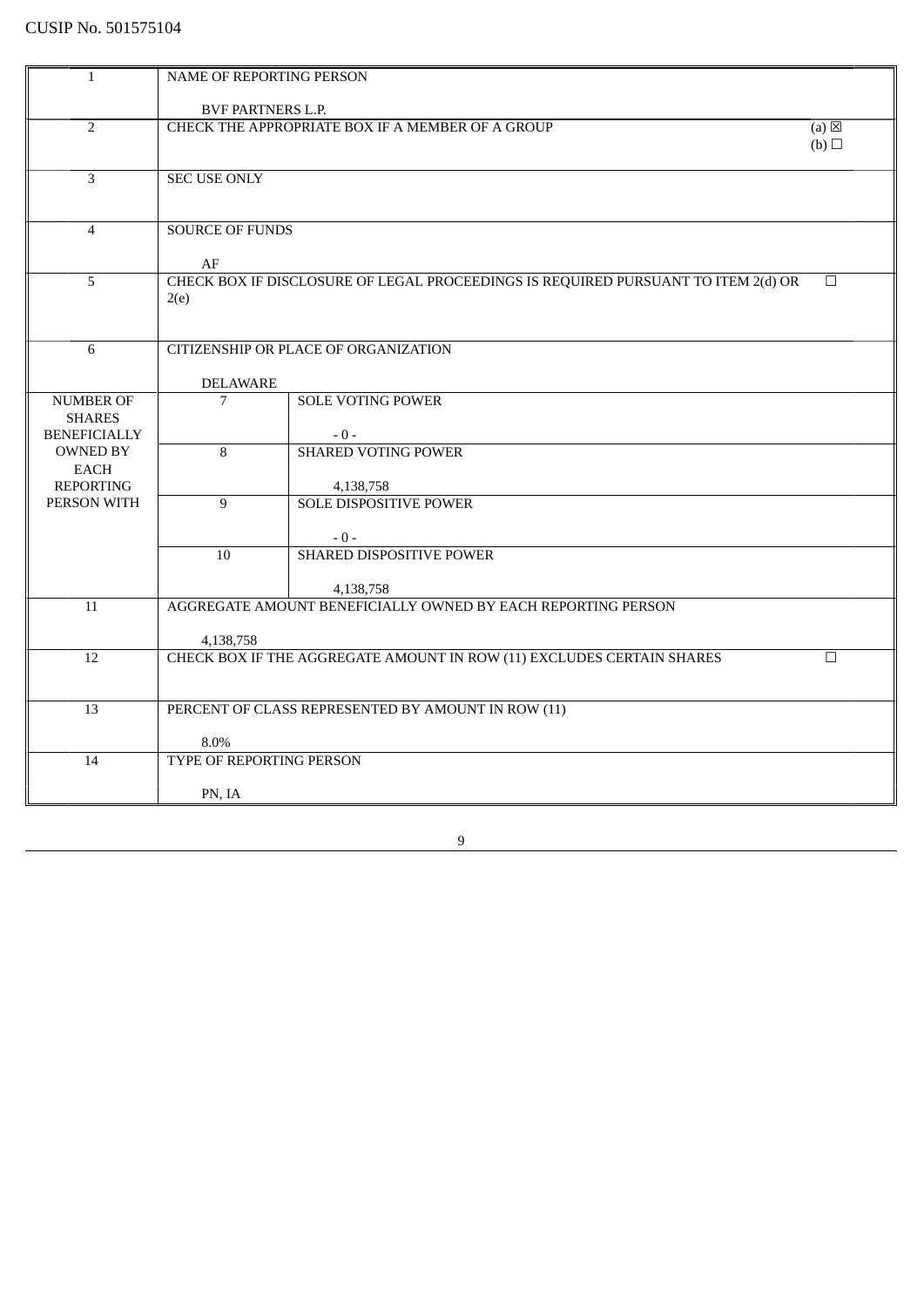CUSIP No. 501575104

| | | | |
|---|---|---|---|
| 1 | NAME OF REPORTING PERSON<br><br>BVF PARTNERS L.P. | | |
| 2 | CHECK THE APPROPRIATE BOX IF A MEMBER OF A GROUP | | (a) ☒<br>(b) ☐ |
| 3 | SEC USE ONLY | | |
| 4 | SOURCE OF FUNDS<br><br>AF | | |
| 5 | CHECK BOX IF DISCLOSURE OF LEGAL PROCEEDINGS IS REQUIRED PURSUANT TO ITEM 2(d) OR 2(e) | | ☐ |
| 6 | CITIZENSHIP OR PLACE OF ORGANIZATION<br><br>DELAWARE | | |
| NUMBER OF SHARES BENEFICIALLY OWNED BY EACH REPORTING PERSON WITH | 7 | SOLE VOTING POWER<br><br>- 0 - | |
| | 8 | SHARED VOTING POWER<br><br>4,138,758 | |
| | 9 | SOLE DISPOSITIVE POWER<br><br>- 0 - | |
| | 10 | SHARED DISPOSITIVE POWER<br><br>4,138,758 | |
| 11 | AGGREGATE AMOUNT BENEFICIALLY OWNED BY EACH REPORTING PERSON<br><br>4,138,758 | | |
| 12 | CHECK BOX IF THE AGGREGATE AMOUNT IN ROW (11) EXCLUDES CERTAIN SHARES | | ☐ |
| 13 | PERCENT OF CLASS REPRESENTED BY AMOUNT IN ROW (11)<br><br>8.0% | | |
| 14 | TYPE OF REPORTING PERSON<br><br>PN, IA | | |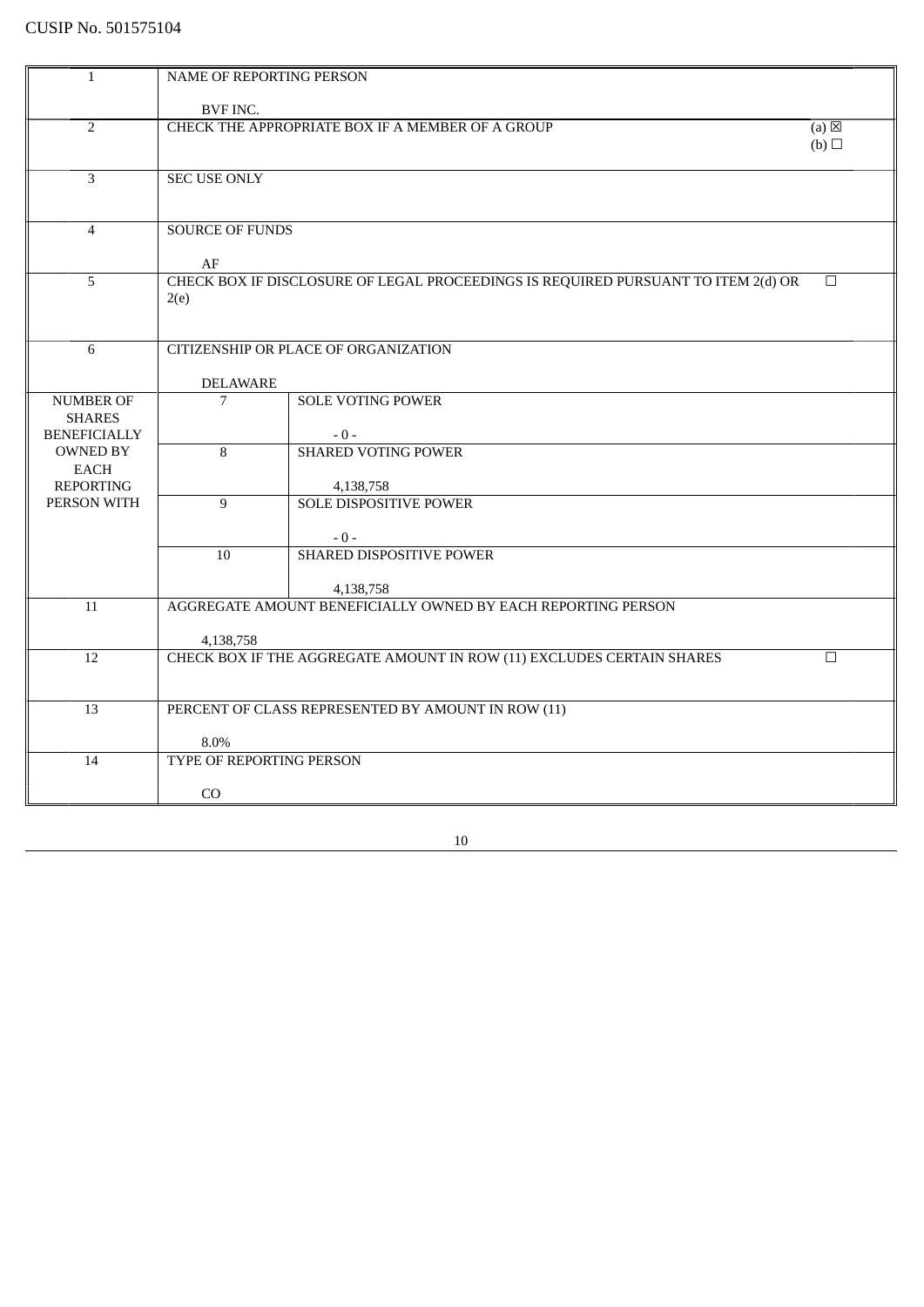CUSIP No. 501575104

| | | | |
|---|---|---|---|
| 1 | NAME OF REPORTING PERSON<br><br>BVF INC. | | |
| 2 | CHECK THE APPROPRIATE BOX IF A MEMBER OF A GROUP | | (a) ☒<br>(b) ☐ |
| 3 | SEC USE ONLY | | |
| 4 | SOURCE OF FUNDS<br><br>AF | | |
| 5 | CHECK BOX IF DISCLOSURE OF LEGAL PROCEEDINGS IS REQUIRED PURSUANT TO ITEM 2(d) OR 2(e) | | ☐ |
| 6 | CITIZENSHIP OR PLACE OF ORGANIZATION<br><br>DELAWARE | | |
| NUMBER OF SHARES BENEFICIALLY OWNED BY EACH REPORTING PERSON WITH | 7 | SOLE VOTING POWER<br><br>- 0 - | |
| | 8 | SHARED VOTING POWER<br><br>4,138,758 | |
| | 9 | SOLE DISPOSITIVE POWER<br><br>- 0 - | |
| | 10 | SHARED DISPOSITIVE POWER<br><br>4,138,758 | |
| 11 | AGGREGATE AMOUNT BENEFICIALLY OWNED BY EACH REPORTING PERSON<br><br>4,138,758 | | |
| 12 | CHECK BOX IF THE AGGREGATE AMOUNT IN ROW (11) EXCLUDES CERTAIN SHARES | | ☐ |
| 13 | PERCENT OF CLASS REPRESENTED BY AMOUNT IN ROW (11)<br><br>8.0% | | |
| 14 | TYPE OF REPORTING PERSON<br><br>CO | | |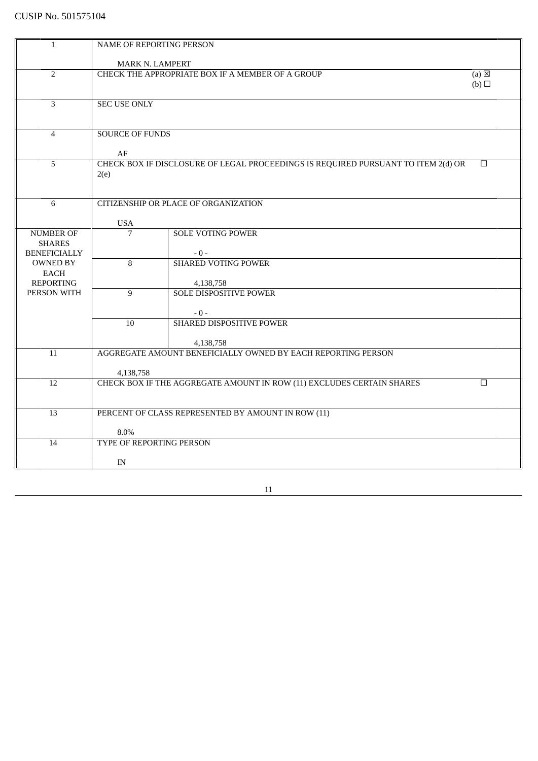CUSIP No. 501575104

| | | | |
|---|---|---|---|
| 1 | NAME OF REPORTING PERSON<br><br>MARK N. LAMPERT | | |
| 2 | CHECK THE APPROPRIATE BOX IF A MEMBER OF A GROUP | | (a) ☒<br>(b) ☐ |
| 3 | SEC USE ONLY | | |
| 4 | SOURCE OF FUNDS<br><br>AF | | |
| 5 | CHECK BOX IF DISCLOSURE OF LEGAL PROCEEDINGS IS REQUIRED PURSUANT TO ITEM 2(d) OR 2(e) | | ☐ |
| 6 | CITIZENSHIP OR PLACE OF ORGANIZATION<br><br>USA | | |
| NUMBER OF SHARES BENEFICIALLY OWNED BY EACH REPORTING PERSON WITH | 7 | SOLE VOTING POWER<br><br>- 0 - | |
| | 8 | SHARED VOTING POWER<br><br>4,138,758 | |
| | 9 | SOLE DISPOSITIVE POWER<br><br>- 0 - | |
| | 10 | SHARED DISPOSITIVE POWER<br><br>4,138,758 | |
| 11 | AGGREGATE AMOUNT BENEFICIALLY OWNED BY EACH REPORTING PERSON<br><br>4,138,758 | | |
| 12 | CHECK BOX IF THE AGGREGATE AMOUNT IN ROW (11) EXCLUDES CERTAIN SHARES | | ☐ |
| 13 | PERCENT OF CLASS REPRESENTED BY AMOUNT IN ROW (11)<br><br>8.0% | | |
| 14 | TYPE OF REPORTING PERSON<br><br>IN | | |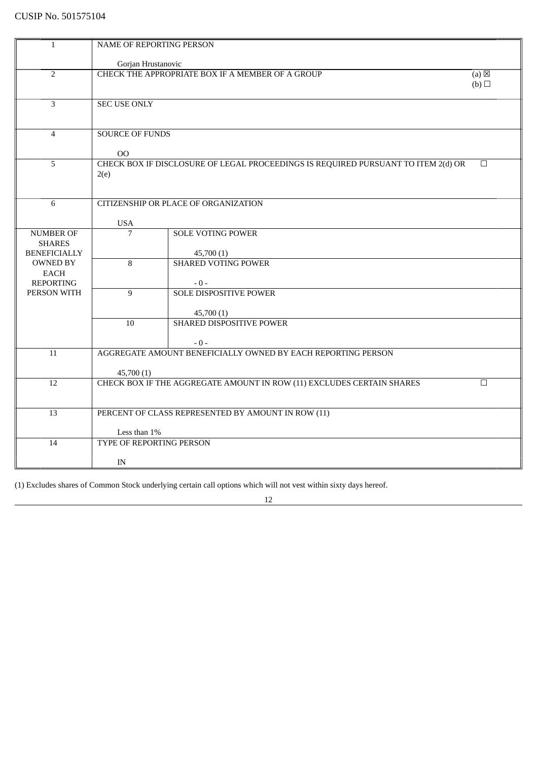CUSIP No. 501575104

| | | | |
|---|---|---|---|
| 1 | NAME OF REPORTING PERSON<br><br>Gorjan Hrustanovic | | |
| 2 | CHECK THE APPROPRIATE BOX IF A MEMBER OF A GROUP | | (a) ☒<br>(b) ☐ |
| 3 | SEC USE ONLY | | |
| 4 | SOURCE OF FUNDS<br><br>OO | | |
| 5 | CHECK BOX IF DISCLOSURE OF LEGAL PROCEEDINGS IS REQUIRED PURSUANT TO ITEM 2(d) OR 2(e) | | ☐ |
| 6 | CITIZENSHIP OR PLACE OF ORGANIZATION<br><br>USA | | |
| NUMBER OF SHARES BENEFICIALLY OWNED BY EACH REPORTING PERSON WITH | 7 | SOLE VOTING POWER<br><br>45,700 (1) | |
| | 8 | SHARED VOTING POWER<br><br>- 0 - | |
| | 9 | SOLE DISPOSITIVE POWER<br><br>45,700 (1) | |
| | 10 | SHARED DISPOSITIVE POWER<br><br>- 0 - | |
| 11 | AGGREGATE AMOUNT BENEFICIALLY OWNED BY EACH REPORTING PERSON<br><br>45,700 (1) | | |
| 12 | CHECK BOX IF THE AGGREGATE AMOUNT IN ROW (11) EXCLUDES CERTAIN SHARES | | ☐ |
| 13 | PERCENT OF CLASS REPRESENTED BY AMOUNT IN ROW (11)<br><br>Less than 1% | | |
| 14 | TYPE OF REPORTING PERSON<br><br>IN | | |

(1) Excludes shares of Common Stock underlying certain call options which will not vest within sixty days hereof.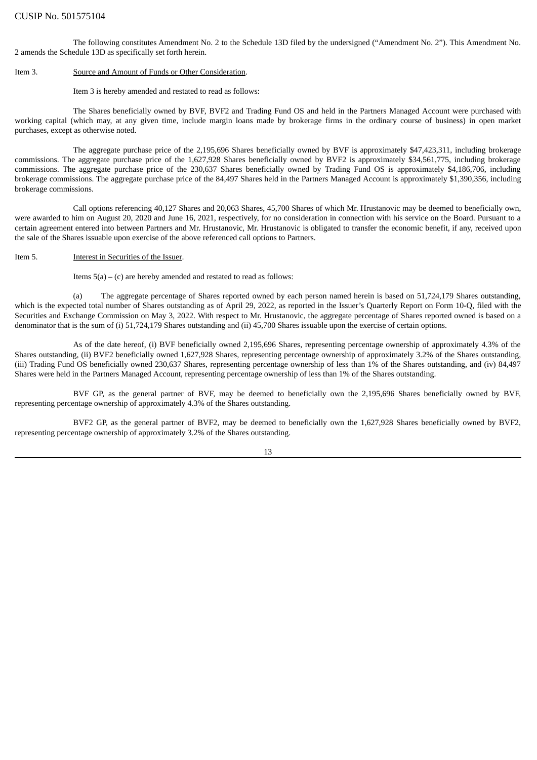The following constitutes Amendment No. 2 to the Schedule 13D filed by the undersigned ("Amendment No. 2"). This Amendment No. 2 amends the Schedule 13D as specifically set forth herein.

Item 3. Source and Amount of Funds or Other Consideration.

Item 3 is hereby amended and restated to read as follows:

The Shares beneficially owned by BVF, BVF2 and Trading Fund OS and held in the Partners Managed Account were purchased with working capital (which may, at any given time, include margin loans made by brokerage firms in the ordinary course of business) in open market purchases, except as otherwise noted.

The aggregate purchase price of the 2,195,696 Shares beneficially owned by BVF is approximately $47,423,311, including brokerage commissions. The aggregate purchase price of the 1,627,928 Shares beneficially owned by BVF2 is approximately $34,561,775, including brokerage commissions. The aggregate purchase price of the 230,637 Shares beneficially owned by Trading Fund OS is approximately $4,186,706, including brokerage commissions. The aggregate purchase price of the 84,497 Shares held in the Partners Managed Account is approximately $1,390,356, including brokerage commissions.

Call options referencing 40,127 Shares and 20,063 Shares, 45,700 Shares of which Mr. Hrustanovic may be deemed to beneficially own, were awarded to him on August 20, 2020 and June 16, 2021, respectively, for no consideration in connection with his service on the Board. Pursuant to a certain agreement entered into between Partners and Mr. Hrustanovic, Mr. Hrustanovic is obligated to transfer the economic benefit, if any, received upon the sale of the Shares issuable upon exercise of the above referenced call options to Partners.

Item 5. Interest in Securities of the Issuer.

Items 5(a) – (c) are hereby amended and restated to read as follows:

(a) The aggregate percentage of Shares reported owned by each person named herein is based on 51,724,179 Shares outstanding, which is the expected total number of Shares outstanding as of April 29, 2022, as reported in the Issuer's Quarterly Report on Form 10-Q, filed with the Securities and Exchange Commission on May 3, 2022. With respect to Mr. Hrustanovic, the aggregate percentage of Shares reported owned is based on a denominator that is the sum of (i) 51,724,179 Shares outstanding and (ii) 45,700 Shares issuable upon the exercise of certain options.

As of the date hereof, (i) BVF beneficially owned 2,195,696 Shares, representing percentage ownership of approximately 4.3% of the Shares outstanding, (ii) BVF2 beneficially owned 1,627,928 Shares, representing percentage ownership of approximately 3.2% of the Shares outstanding, (iii) Trading Fund OS beneficially owned 230,637 Shares, representing percentage ownership of less than 1% of the Shares outstanding, and (iv) 84,497 Shares were held in the Partners Managed Account, representing percentage ownership of less than 1% of the Shares outstanding.

BVF GP, as the general partner of BVF, may be deemed to beneficially own the 2,195,696 Shares beneficially owned by BVF, representing percentage ownership of approximately 4.3% of the Shares outstanding.

BVF2 GP, as the general partner of BVF2, may be deemed to beneficially own the 1,627,928 Shares beneficially owned by BVF2, representing percentage ownership of approximately 3.2% of the Shares outstanding.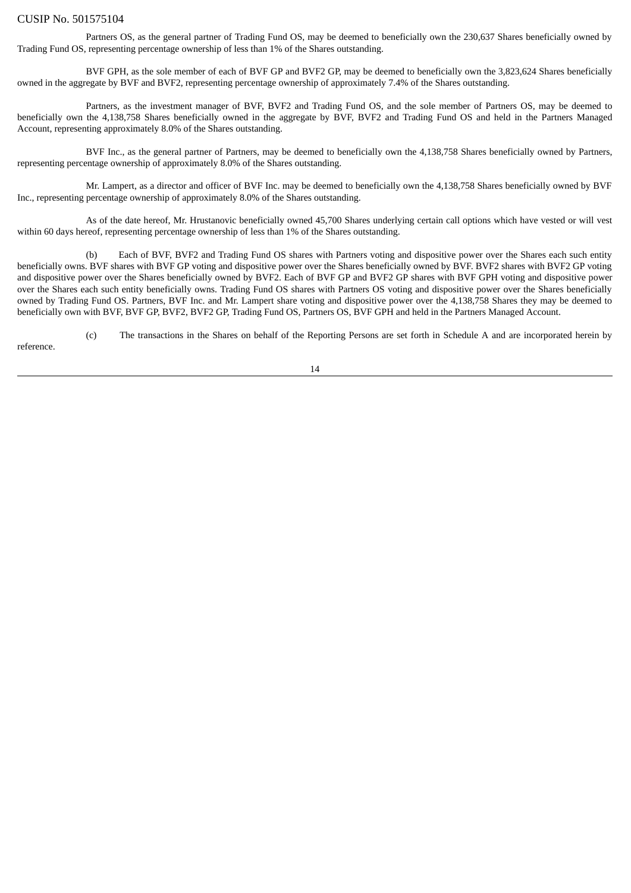Partners OS, as the general partner of Trading Fund OS, may be deemed to beneficially own the 230,637 Shares beneficially owned by Trading Fund OS, representing percentage ownership of less than 1% of the Shares outstanding.

BVF GPH, as the sole member of each of BVF GP and BVF2 GP, may be deemed to beneficially own the 3,823,624 Shares beneficially owned in the aggregate by BVF and BVF2, representing percentage ownership of approximately 7.4% of the Shares outstanding.

Partners, as the investment manager of BVF, BVF2 and Trading Fund OS, and the sole member of Partners OS, may be deemed to beneficially own the 4,138,758 Shares beneficially owned in the aggregate by BVF, BVF2 and Trading Fund OS and held in the Partners Managed Account, representing approximately 8.0% of the Shares outstanding.

BVF Inc., as the general partner of Partners, may be deemed to beneficially own the 4,138,758 Shares beneficially owned by Partners, representing percentage ownership of approximately 8.0% of the Shares outstanding.

Mr. Lampert, as a director and officer of BVF Inc. may be deemed to beneficially own the 4,138,758 Shares beneficially owned by BVF Inc., representing percentage ownership of approximately 8.0% of the Shares outstanding.

As of the date hereof, Mr. Hrustanovic beneficially owned 45,700 Shares underlying certain call options which have vested or will vest within 60 days hereof, representing percentage ownership of less than 1% of the Shares outstanding.

(b) Each of BVF, BVF2 and Trading Fund OS shares with Partners voting and dispositive power over the Shares each such entity beneficially owns. BVF shares with BVF GP voting and dispositive power over the Shares beneficially owned by BVF. BVF2 shares with BVF2 GP voting and dispositive power over the Shares beneficially owned by BVF2. Each of BVF GP and BVF2 GP shares with BVF GPH voting and dispositive power over the Shares each such entity beneficially owns. Trading Fund OS shares with Partners OS voting and dispositive power over the Shares beneficially owned by Trading Fund OS. Partners, BVF Inc. and Mr. Lampert share voting and dispositive power over the 4,138,758 Shares they may be deemed to beneficially own with BVF, BVF GP, BVF2, BVF2 GP, Trading Fund OS, Partners OS, BVF GPH and held in the Partners Managed Account.

(c) The transactions in the Shares on behalf of the Reporting Persons are set forth in Schedule A and are incorporated herein by reference.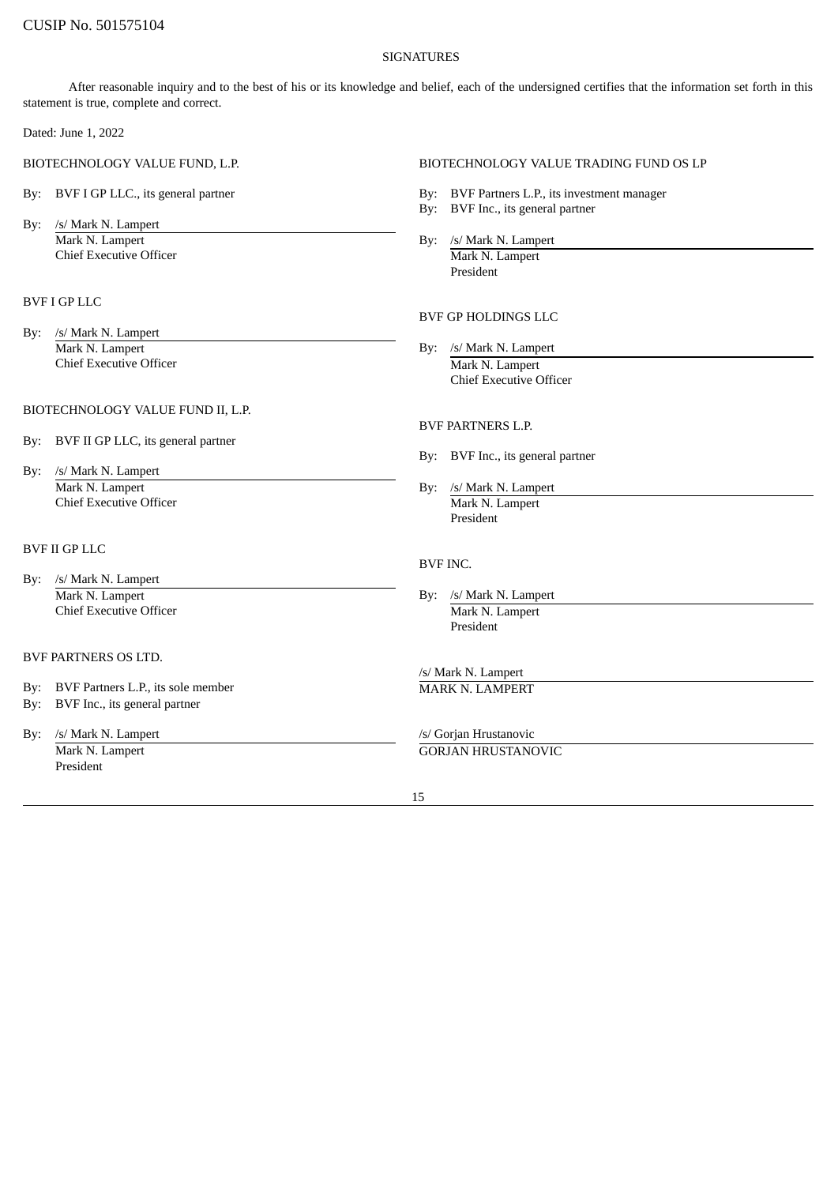CUSIP No. 501575104

SIGNATURES

After reasonable inquiry and to the best of his or its knowledge and belief, each of the undersigned certifies that the information set forth in this statement is true, complete and correct.

Dated: June 1, 2022

BIOTECHNOLOGY VALUE FUND, L.P.

By: BVF I GP LLC., its general partner

By: /s/ Mark N. Lampert
Mark N. Lampert
Chief Executive Officer

BVF I GP LLC

By: /s/ Mark N. Lampert
Mark N. Lampert
Chief Executive Officer

BIOTECHNOLOGY VALUE FUND II, L.P.

By: BVF II GP LLC, its general partner

By: /s/ Mark N. Lampert
Mark N. Lampert
Chief Executive Officer

BVF II GP LLC

By: /s/ Mark N. Lampert
Mark N. Lampert
Chief Executive Officer

BVF PARTNERS OS LTD.

By: BVF Partners L.P., its sole member
By: BVF Inc., its general partner

By: /s/ Mark N. Lampert
Mark N. Lampert
President

BIOTECHNOLOGY VALUE TRADING FUND OS LP

By: BVF Partners L.P., its investment manager
By: BVF Inc., its general partner

By: /s/ Mark N. Lampert
Mark N. Lampert
President

BVF GP HOLDINGS LLC

By: /s/ Mark N. Lampert
Mark N. Lampert
Chief Executive Officer

BVF PARTNERS L.P.

By: BVF Inc., its general partner

By: /s/ Mark N. Lampert
Mark N. Lampert
President

BVF INC.

By: /s/ Mark N. Lampert
Mark N. Lampert
President

/s/ Mark N. Lampert
MARK N. LAMPERT

/s/ Gorjan Hrustanovic
GORJAN HRUSTANOVIC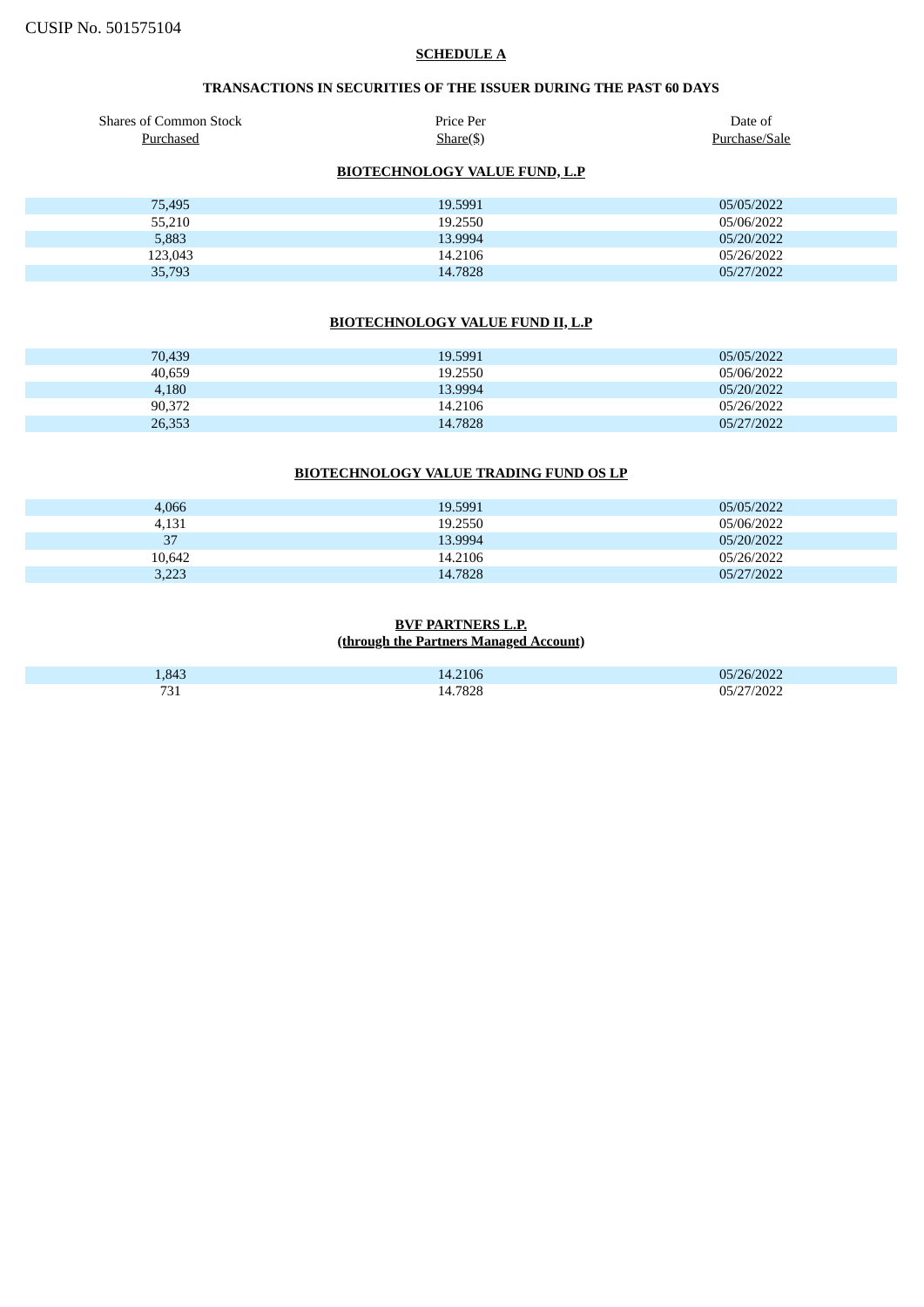CUSIP No. 501575104

**SCHEDULE A**

**TRANSACTIONS IN SECURITIES OF THE ISSUER DURING THE PAST 60 DAYS**

| Shares of Common Stock Purchased | Price Per Share($) | Date of Purchase/Sale |
|---|---|---|
| **BIOTECHNOLOGY VALUE FUND, L.P** | | |
| 75,495 | 19.5991 | 05/05/2022 |
| 55,210 | 19.2550 | 05/06/2022 |
| 5,883 | 13.9994 | 05/20/2022 |
| 123,043 | 14.2106 | 05/26/2022 |
| 35,793 | 14.7828 | 05/27/2022 |
| **BIOTECHNOLOGY VALUE FUND II, L.P** | | |
| 70,439 | 19.5991 | 05/05/2022 |
| 40,659 | 19.2550 | 05/06/2022 |
| 4,180 | 13.9994 | 05/20/2022 |
| 90,372 | 14.2106 | 05/26/2022 |
| 26,353 | 14.7828 | 05/27/2022 |
| **BIOTECHNOLOGY VALUE TRADING FUND OS LP** | | |
| 4,066 | 19.5991 | 05/05/2022 |
| 4,131 | 19.2550 | 05/06/2022 |
| 37 | 13.9994 | 05/20/2022 |
| 10,642 | 14.2106 | 05/26/2022 |
| 3,223 | 14.7828 | 05/27/2022 |
| **BVF PARTNERS L.P. (through the Partners Managed Account)** | | |
| 1,843 | 14.2106 | 05/26/2022 |
| 731 | 14.7828 | 05/27/2022 |